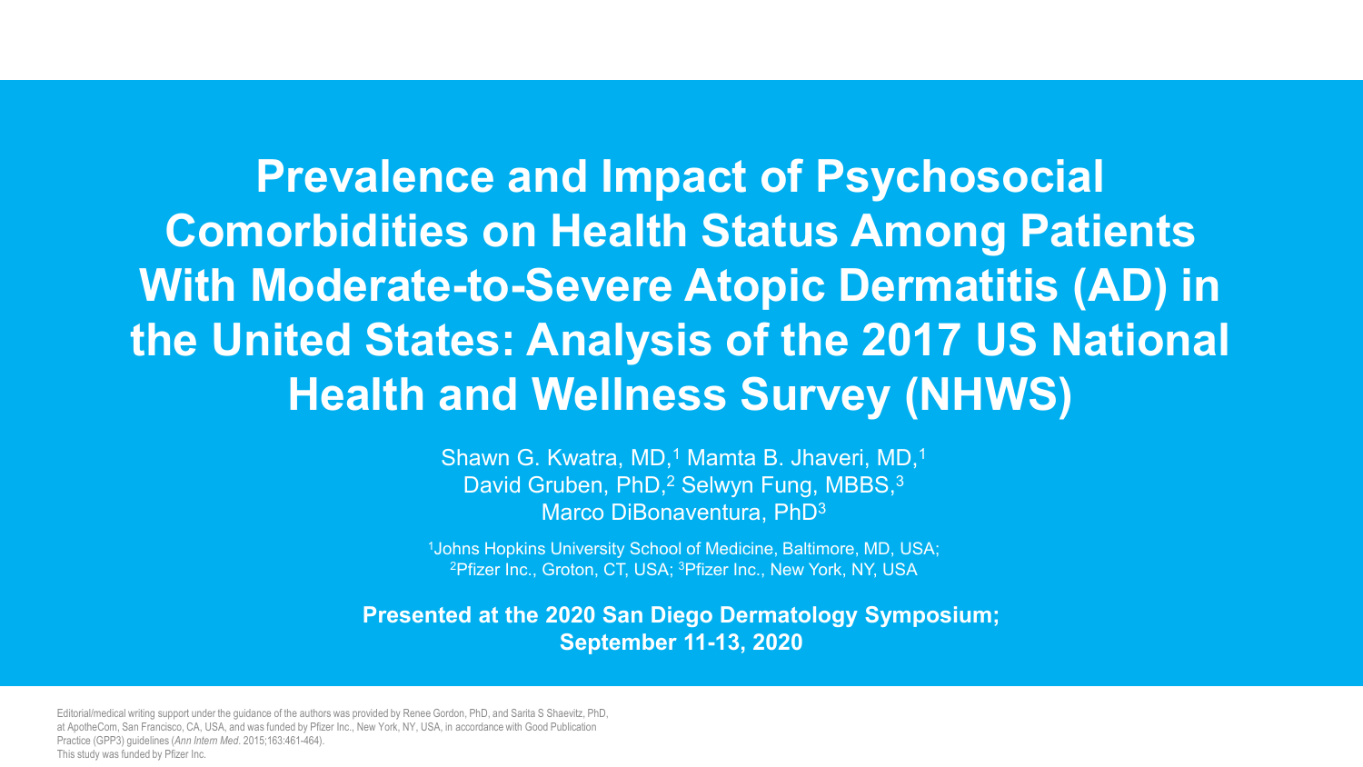# Prevalence and Impact of Psychosocial Comorbidities on Health Status Among Patients With Moderate-to-Severe Atopic Dermatitis (AD) in the United States: Analysis of the 2017 US National Health and Wellness Survey (NHWS)

Shawn G. Kwatra, MD,[1] Mamta B. Jhaveri, MD,[1] David Gruben, PhD,[2] Selwyn Fung, MBBS,[3] Marco DiBonaventura, PhD[3]

[1]Johns Hopkins University School of Medicine, Baltimore, MD, USA; [2]Pfizer Inc., Groton, CT, USA; [3]Pfizer Inc., New York, NY, USA

**Presented at the 2020 San Diego Dermatology Symposium; September 11-13, 2020**

Editorial/medical writing support under the guidance of the authors was provided by Renee Gordon, PhD, and Sarita S Shaevitz, PhD, at ApotheCom, San Francisco, CA, USA, and was funded by Pfizer Inc., New York, NY, USA, in accordance with Good Publication Practice (GPP3) guidelines (*Ann Intern Med*. 2015;163:461-464).
This study was funded by Pfizer Inc.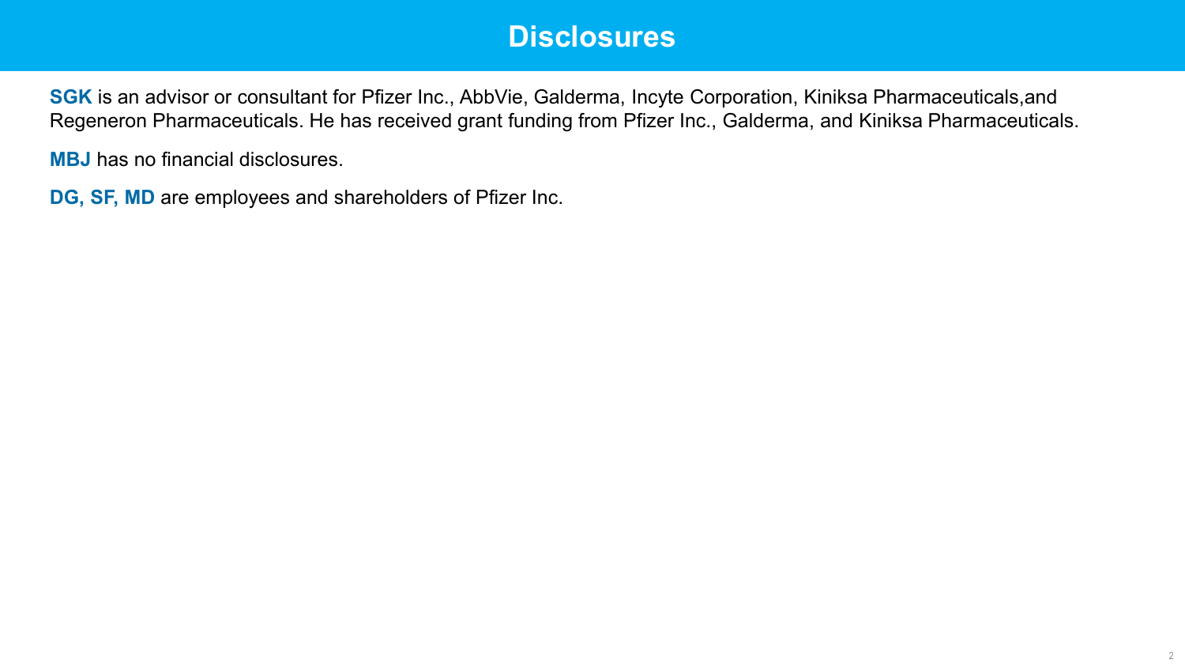# Disclosures

**SGK** is an advisor or consultant for Pfizer Inc., AbbVie, Galderma, Incyte Corporation, Kiniksa Pharmaceuticals,and Regeneron Pharmaceuticals. He has received grant funding from Pfizer Inc., Galderma, and Kiniksa Pharmaceuticals.

**MBJ** has no financial disclosures.

**DG, SF, MD** are employees and shareholders of Pfizer Inc.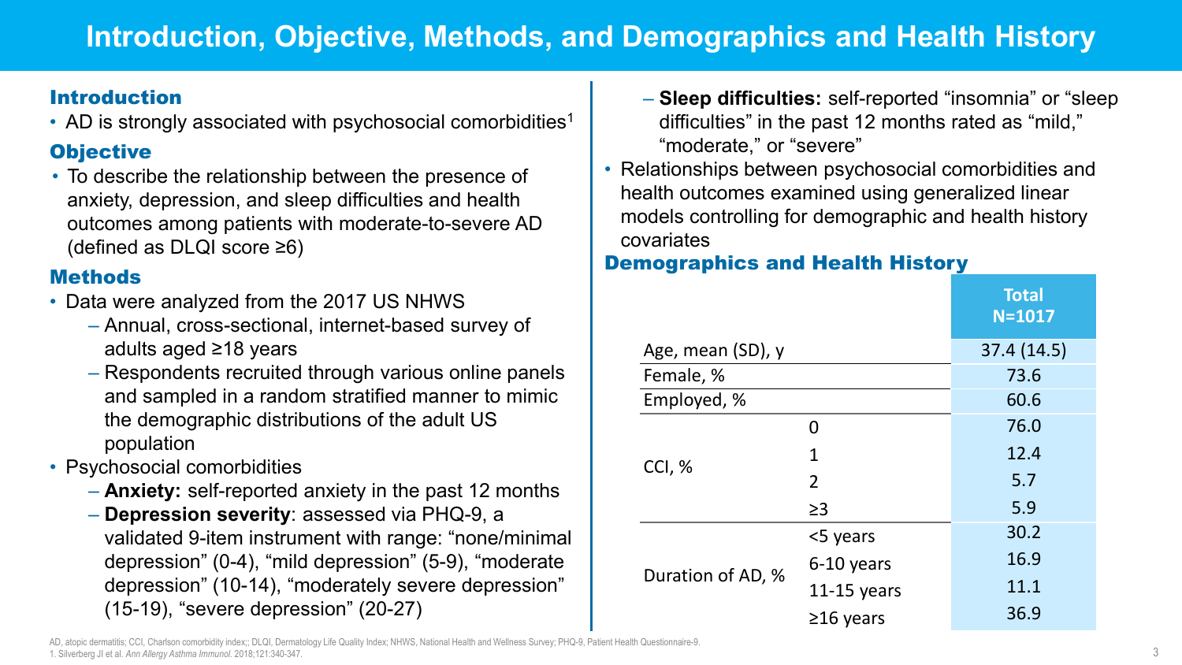# Introduction, Objective, Methods, and Demographics and Health History

## Introduction

- AD is strongly associated with psychosocial comorbidities[1]

## Objective

- To describe the relationship between the presence of anxiety, depression, and sleep difficulties and health outcomes among patients with moderate-to-severe AD (defined as DLQI score ≥6)

## Methods

- Data were analyzed from the 2017 US NHWS
  - Annual, cross-sectional, internet-based survey of adults aged ≥18 years
  - Respondents recruited through various online panels and sampled in a random stratified manner to mimic the demographic distributions of the adult US population
- Psychosocial comorbidities
  - **Anxiety:** self-reported anxiety in the past 12 months
  - **Depression severity**: assessed via PHQ-9, a validated 9-item instrument with range: "none/minimal depression" (0-4), "mild depression" (5-9), "moderate depression" (10-14), "moderately severe depression" (15-19), "severe depression" (20-27)
  - **Sleep difficulties:** self-reported "insomnia" or "sleep difficulties" in the past 12 months rated as "mild," "moderate," or "severe"
- Relationships between psychosocial comorbidities and health outcomes examined using generalized linear models controlling for demographic and health history covariates

## Demographics and Health History

| | | Total N=1017 |
|---|---|---|
| Age, mean (SD), y | | 37.4 (14.5) |
| Female, % | | 73.6 |
| Employed, % | | 60.6 |
| CCI, % | 0 | 76.0 |
| | 1 | 12.4 |
| | 2 | 5.7 |
| | ≥3 | 5.9 |
| Duration of AD, % | <5 years | 30.2 |
| | 6-10 years | 16.9 |
| | 11-15 years | 11.1 |
| | ≥16 years | 36.9 |

AD, atopic dermatitis; CCI, Charlson comorbidity index;; DLQI, Dermatology Life Quality Index; NHWS, National Health and Wellness Survey; PHQ-9, Patient Health Questionnaire-9.
1. Silverberg JI et al. *Ann Allergy Asthma Immunol.* 2018;121:340-347.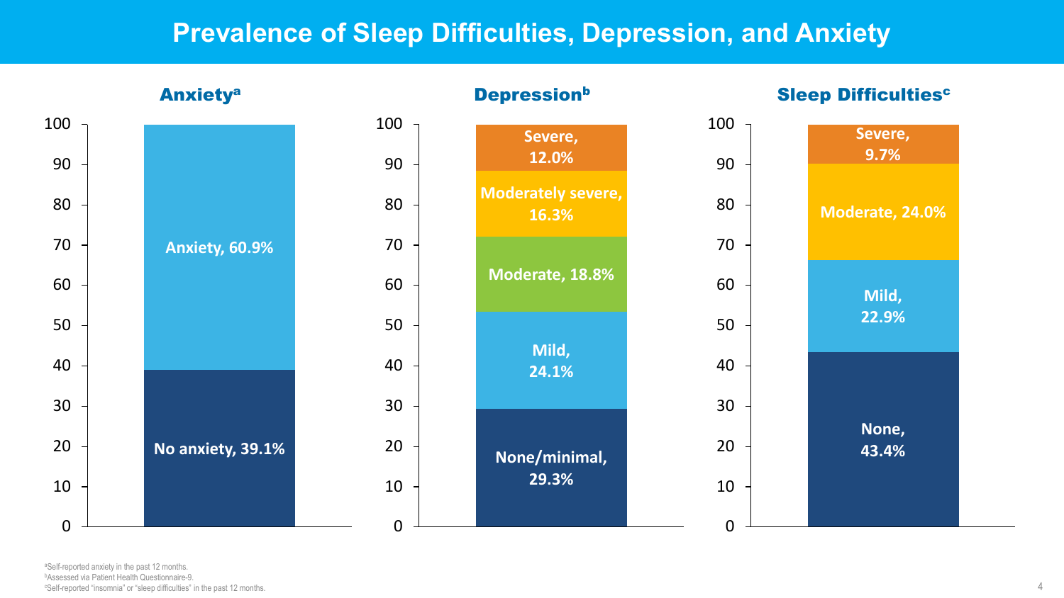# Prevalence of Sleep Difficulties, Depression, and Anxiety

### Anxiety[a]

| Category | % |
|---|---|
| Anxiety | 60.9% |
| No anxiety | 39.1% |

### Depression[b]

| Category | % |
|---|---|
| Severe | 12.0% |
| Moderately severe | 16.3% |
| Moderate | 18.8% |
| Mild | 24.1% |
| None/minimal | 29.3% |

### Sleep Difficulties[c]

| Category | % |
|---|---|
| Severe | 9.7% |
| Moderate | 24.0% |
| Mild | 22.9% |
| None | 43.4% |

[a]Self-reported anxiety in the past 12 months.
[b]Assessed via Patient Health Questionnaire-9.
[c]Self-reported "insomnia" or "sleep difficulties" in the past 12 months.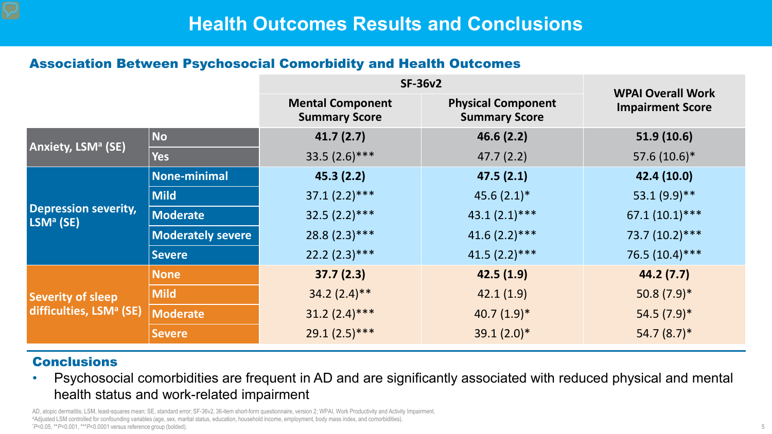# Health Outcomes Results and Conclusions

## Association Between Psychosocial Comorbidity and Health Outcomes

| | | SF-36v2 | | WPAI Overall Work Impairment Score |
|---|---|---|---|---|
| | | Mental Component Summary Score | Physical Component Summary Score | |
| Anxiety, LSM[a] (SE) | No | **41.7 (2.7)** | **46.6 (2.2)** | **51.9 (10.6)** |
| | Yes | 33.5 (2.6)*** | 47.7 (2.2) | 57.6 (10.6)* |
| Depression severity, LSM[a] (SE) | None-minimal | **45.3 (2.2)** | **47.5 (2.1)** | **42.4 (10.0)** |
| | Mild | 37.1 (2.2)*** | 45.6 (2.1)* | 53.1 (9.9)** |
| | Moderate | 32.5 (2.2)*** | 43.1 (2.1)*** | 67.1 (10.1)*** |
| | Moderately severe | 28.8 (2.3)*** | 41.6 (2.2)*** | 73.7 (10.2)*** |
| | Severe | 22.2 (2.3)*** | 41.5 (2.2)*** | 76.5 (10.4)*** |
| Severity of sleep difficulties, LSM[a] (SE) | None | **37.7 (2.3)** | **42.5 (1.9)** | **44.2 (7.7)** |
| | Mild | 34.2 (2.4)** | 42.1 (1.9) | 50.8 (7.9)* |
| | Moderate | 31.2 (2.4)*** | 40.7 (1.9)* | 54.5 (7.9)* |
| | Severe | 29.1 (2.5)*** | 39.1 (2.0)* | 54.7 (8.7)* |

## Conclusions

- Psychosocial comorbidities are frequent in AD and are significantly associated with reduced physical and mental health status and work-related impairment

AD, atopic dermatitis; LSM, least-squares mean; SE, standard error; SF-36v2, 36-item short-form questionnaire, version 2; WPAI, Work Productivity and Activity Impairment.
[a]Adjusted LSM controlled for confounding variables (age, sex, marital status, education, household income, employment, body mass index, and comorbidities).
*$P<0.05$, **$P<0.001$, ***$P<0.0001$ versus reference group (bolded).